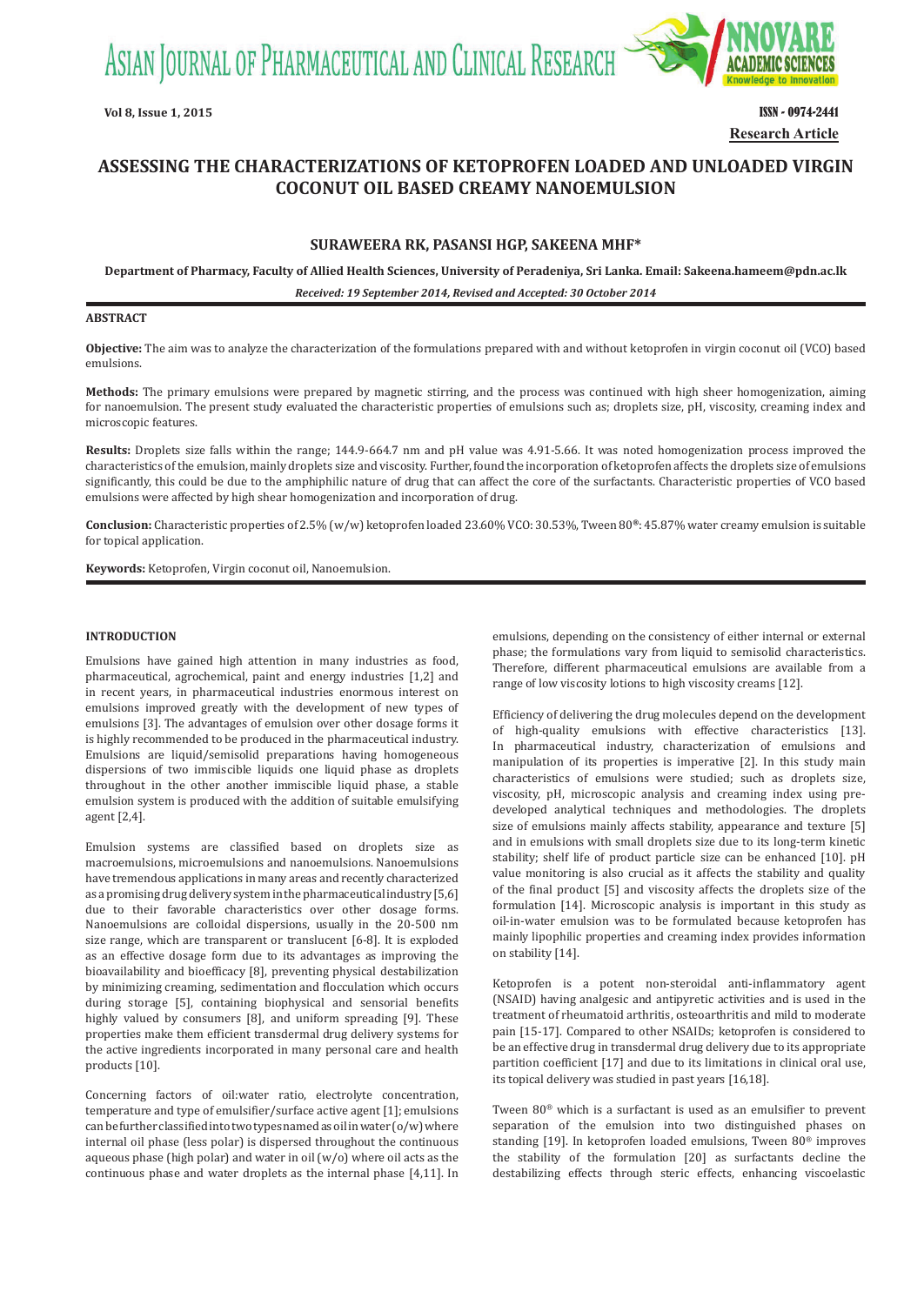# ASSESSING THE CHARACTERIZATIONS OF KETOPROFEN LOADED AND UNLOADED VIRGIN COCONUT OIL BASED CREAMY NANOEMULSION

**SURAWEERA RK, PASANSI HGP, SAKEENA MHF***

**Department of Pharmacy, Faculty of Allied Health Sciences, University of Peradeniya, Sri Lanka. Email: Sakeena.hameem@pdn.ac.lk**

***Received: 19 September 2014, Revised and Accepted: 30 October 2014***

## ABSTRACT

**Objective:** The aim was to analyze the characterization of the formulations prepared with and without ketoprofen in virgin coconut oil (VCO) based emulsions.

**Methods:** The primary emulsions were prepared by magnetic stirring, and the process was continued with high sheer homogenization, aiming for nanoemulsion. The present study evaluated the characteristic properties of emulsions such as; droplets size, pH, viscosity, creaming index and microscopic features.

**Results:** Droplets size falls within the range; 144.9-664.7 nm and pH value was 4.91-5.66. It was noted homogenization process improved the characteristics of the emulsion, mainly droplets size and viscosity. Further, found the incorporation of ketoprofen affects the droplets size of emulsions significantly, this could be due to the amphiphilic nature of drug that can affect the core of the surfactants. Characteristic properties of VCO based emulsions were affected by high shear homogenization and incorporation of drug.

**Conclusion:** Characteristic properties of 2.5% (w/w) ketoprofen loaded 23.60% VCO: 30.53%, Tween 80®: 45.87% water creamy emulsion is suitable for topical application.

**Keywords:** Ketoprofen, Virgin coconut oil, Nanoemulsion.

## INTRODUCTION

Emulsions have gained high attention in many industries as food, pharmaceutical, agrochemical, paint and energy industries [1,2] and in recent years, in pharmaceutical industries enormous interest on emulsions improved greatly with the development of new types of emulsions [3]. The advantages of emulsion over other dosage forms it is highly recommended to be produced in the pharmaceutical industry. Emulsions are liquid/semisolid preparations having homogeneous dispersions of two immiscible liquids one liquid phase as droplets throughout in the other another immiscible liquid phase, a stable emulsion system is produced with the addition of suitable emulsifying agent [2,4].

Emulsion systems are classified based on droplets size as macroemulsions, microemulsions and nanoemulsions. Nanoemulsions have tremendous applications in many areas and recently characterized as a promising drug delivery system in the pharmaceutical industry [5,6] due to their favorable characteristics over other dosage forms. Nanoemulsions are colloidal dispersions, usually in the 20-500 nm size range, which are transparent or translucent [6-8]. It is exploded as an effective dosage form due to its advantages as improving the bioavailability and bioefficacy [8], preventing physical destabilization by minimizing creaming, sedimentation and flocculation which occurs during storage [5], containing biophysical and sensorial benefits highly valued by consumers [8], and uniform spreading [9]. These properties make them efficient transdermal drug delivery systems for the active ingredients incorporated in many personal care and health products [10].

Concerning factors of oil:water ratio, electrolyte concentration, temperature and type of emulsifier/surface active agent [1]; emulsions can be further classified into two types named as oil in water (o/w) where internal oil phase (less polar) is dispersed throughout the continuous aqueous phase (high polar) and water in oil (w/o) where oil acts as the continuous phase and water droplets as the internal phase [4,11]. In emulsions, depending on the consistency of either internal or external phase; the formulations vary from liquid to semisolid characteristics. Therefore, different pharmaceutical emulsions are available from a range of low viscosity lotions to high viscosity creams [12].

Efficiency of delivering the drug molecules depend on the development of high-quality emulsions with effective characteristics [13]. In pharmaceutical industry, characterization of emulsions and manipulation of its properties is imperative [2]. In this study main characteristics of emulsions were studied; such as droplets size, viscosity, pH, microscopic analysis and creaming index using pre-developed analytical techniques and methodologies. The droplets size of emulsions mainly affects stability, appearance and texture [5] and in emulsions with small droplets size due to its long-term kinetic stability; shelf life of product particle size can be enhanced [10]. pH value monitoring is also crucial as it affects the stability and quality of the final product [5] and viscosity affects the droplets size of the formulation [14]. Microscopic analysis is important in this study as oil-in-water emulsion was to be formulated because ketoprofen has mainly lipophilic properties and creaming index provides information on stability [14].

Ketoprofen is a potent non-steroidal anti-inflammatory agent (NSAID) having analgesic and antipyretic activities and is used in the treatment of rheumatoid arthritis, osteoarthritis and mild to moderate pain [15-17]. Compared to other NSAIDs; ketoprofen is considered to be an effective drug in transdermal drug delivery due to its appropriate partition coefficient [17] and due to its limitations in clinical oral use, its topical delivery was studied in past years [16,18].

Tween 80® which is a surfactant is used as an emulsifier to prevent separation of the emulsion into two distinguished phases on standing [19]. In ketoprofen loaded emulsions, Tween 80® improves the stability of the formulation [20] as surfactants decline the destabilizing effects through steric effects, enhancing viscoelastic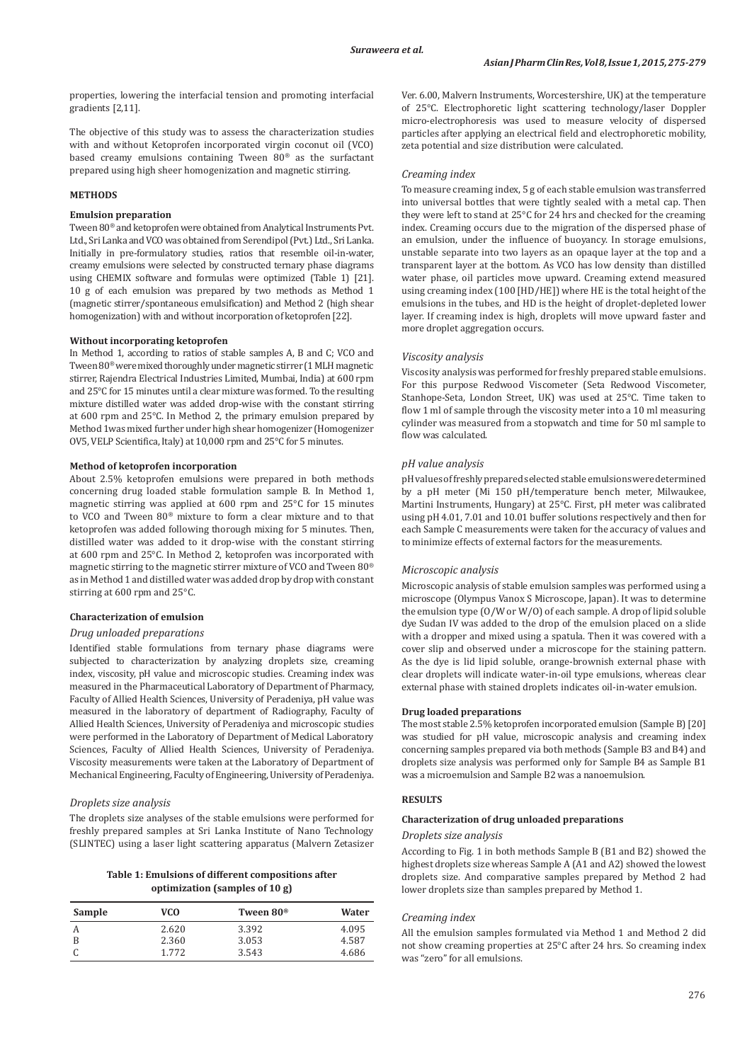properties, lowering the interfacial tension and promoting interfacial gradients [2,11].

The objective of this study was to assess the characterization studies with and without Ketoprofen incorporated virgin coconut oil (VCO) based creamy emulsions containing Tween 80® as the surfactant prepared using high sheer homogenization and magnetic stirring.

## METHODS

### Emulsion preparation

Tween 80® and ketoprofen were obtained from Analytical Instruments Pvt. Ltd., Sri Lanka and VCO was obtained from Serendipol (Pvt.) Ltd., Sri Lanka. Initially in pre-formulatory studies, ratios that resemble oil-in-water, creamy emulsions were selected by constructed ternary phase diagrams using CHEMIX software and formulas were optimized (Table 1) [21]. 10 g of each emulsion was prepared by two methods as Method 1 (magnetic stirrer/spontaneous emulsification) and Method 2 (high shear homogenization) with and without incorporation of ketoprofen [22].

### Without incorporating ketoprofen

In Method 1, according to ratios of stable samples A, B and C; VCO and Tween 80® were mixed thoroughly under magnetic stirrer (1 MLH magnetic stirrer, Rajendra Electrical Industries Limited, Mumbai, India) at 600 rpm and 25°C for 15 minutes until a clear mixture was formed. To the resulting mixture distilled water was added drop-wise with the constant stirring at 600 rpm and 25°C. In Method 2, the primary emulsion prepared by Method 1was mixed further under high shear homogenizer (Homogenizer OV5, VELP Scientifica, Italy) at 10,000 rpm and 25°C for 5 minutes.

### Method of ketoprofen incorporation

About 2.5% ketoprofen emulsions were prepared in both methods concerning drug loaded stable formulation sample B. In Method 1, magnetic stirring was applied at 600 rpm and 25°C for 15 minutes to VCO and Tween 80® mixture to form a clear mixture and to that ketoprofen was added following thorough mixing for 5 minutes. Then, distilled water was added to it drop-wise with the constant stirring at 600 rpm and 25°C. In Method 2, ketoprofen was incorporated with magnetic stirring to the magnetic stirrer mixture of VCO and Tween 80® as in Method 1 and distilled water was added drop by drop with constant stirring at 600 rpm and 25°C.

### Characterization of emulsion

#### *Drug unloaded preparations*

Identified stable formulations from ternary phase diagrams were subjected to characterization by analyzing droplets size, creaming index, viscosity, pH value and microscopic studies. Creaming index was measured in the Pharmaceutical Laboratory of Department of Pharmacy, Faculty of Allied Health Sciences, University of Peradeniya, pH value was measured in the laboratory of department of Radiography, Faculty of Allied Health Sciences, University of Peradeniya and microscopic studies were performed in the Laboratory of Department of Medical Laboratory Sciences, Faculty of Allied Health Sciences, University of Peradeniya. Viscosity measurements were taken at the Laboratory of Department of Mechanical Engineering, Faculty of Engineering, University of Peradeniya.

#### *Droplets size analysis*

The droplets size analyses of the stable emulsions were performed for freshly prepared samples at Sri Lanka Institute of Nano Technology (SLINTEC) using a laser light scattering apparatus (Malvern Zetasizer Ver. 6.00, Malvern Instruments, Worcestershire, UK) at the temperature of 25°C. Electrophoretic light scattering technology/laser Doppler micro-electrophoresis was used to measure velocity of dispersed particles after applying an electrical field and electrophoretic mobility, zeta potential and size distribution were calculated.

**Table 1: Emulsions of different compositions after optimization (samples of 10 g)**

| Sample | VCO | Tween 80® | Water |
|---|---|---|---|
| A | 2.620 | 3.392 | 4.095 |
| B | 2.360 | 3.053 | 4.587 |
| C | 1.772 | 3.543 | 4.686 |

#### *Creaming index*

To measure creaming index, 5 g of each stable emulsion was transferred into universal bottles that were tightly sealed with a metal cap. Then they were left to stand at 25°C for 24 hrs and checked for the creaming index. Creaming occurs due to the migration of the dispersed phase of an emulsion, under the influence of buoyancy. In storage emulsions, unstable separate into two layers as an opaque layer at the top and a transparent layer at the bottom. As VCO has low density than distilled water phase, oil particles move upward. Creaming extend measured using creaming index (100 [HD/HE]) where HE is the total height of the emulsions in the tubes, and HD is the height of droplet-depleted lower layer. If creaming index is high, droplets will move upward faster and more droplet aggregation occurs.

#### *Viscosity analysis*

Viscosity analysis was performed for freshly prepared stable emulsions. For this purpose Redwood Viscometer (Seta Redwood Viscometer, Stanhope-Seta, London Street, UK) was used at 25°C. Time taken to flow 1 ml of sample through the viscosity meter into a 10 ml measuring cylinder was measured from a stopwatch and time for 50 ml sample to flow was calculated.

#### *pH value analysis*

pH values of freshly prepared selected stable emulsions were determined by a pH meter (Mi 150 pH/temperature bench meter, Milwaukee, Martini Instruments, Hungary) at 25°C. First, pH meter was calibrated using pH 4.01, 7.01 and 10.01 buffer solutions respectively and then for each Sample C measurements were taken for the accuracy of values and to minimize effects of external factors for the measurements.

#### *Microscopic analysis*

Microscopic analysis of stable emulsion samples was performed using a microscope (Olympus Vanox S Microscope, Japan). It was to determine the emulsion type (O/W or W/O) of each sample. A drop of lipid soluble dye Sudan IV was added to the drop of the emulsion placed on a slide with a dropper and mixed using a spatula. Then it was covered with a cover slip and observed under a microscope for the staining pattern. As the dye is lid lipid soluble, orange-brownish external phase with clear droplets will indicate water-in-oil type emulsions, whereas clear external phase with stained droplets indicates oil-in-water emulsion.

### Drug loaded preparations

The most stable 2.5% ketoprofen incorporated emulsion (Sample B) [20] was studied for pH value, microscopic analysis and creaming index concerning samples prepared via both methods (Sample B3 and B4) and droplets size analysis was performed only for Sample B4 as Sample B1 was a microemulsion and Sample B2 was a nanoemulsion.

## RESULTS

### Characterization of drug unloaded preparations

#### *Droplets size analysis*

According to Fig. 1 in both methods Sample B (B1 and B2) showed the highest droplets size whereas Sample A (A1 and A2) showed the lowest droplets size. And comparative samples prepared by Method 2 had lower droplets size than samples prepared by Method 1.

#### *Creaming index*

All the emulsion samples formulated via Method 1 and Method 2 did not show creaming properties at 25°C after 24 hrs. So creaming index was "zero" for all emulsions.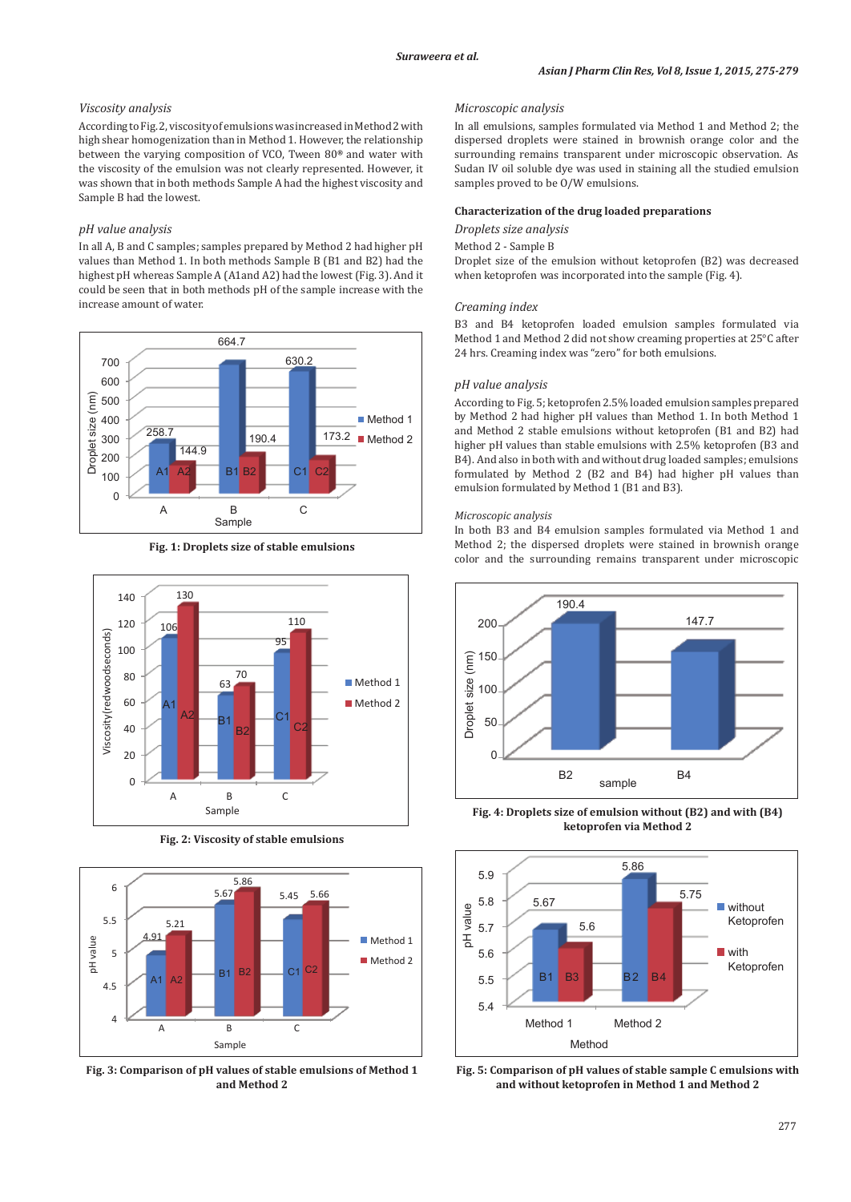*Viscosity analysis*

According to Fig. 2, viscosity of emulsions was increased in Method 2 with high shear homogenization than in Method 1. However, the relationship between the varying composition of VCO, Tween 80® and water with the viscosity of the emulsion was not clearly represented. However, it was shown that in both methods Sample A had the highest viscosity and Sample B had the lowest.

*pH value analysis*

In all A, B and C samples; samples prepared by Method 2 had higher pH values than Method 1. In both methods Sample B (B1 and B2) had the highest pH whereas Sample A (A1and A2) had the lowest (Fig. 3). And it could be seen that in both methods pH of the sample increase with the increase amount of water.

**Fig. 1: Droplets size of stable emulsions**

**Fig. 2: Viscosity of stable emulsions**

**Fig. 3: Comparison of pH values of stable emulsions of Method 1 and Method 2**

*Microscopic analysis*

In all emulsions, samples formulated via Method 1 and Method 2; the dispersed droplets were stained in brownish orange color and the surrounding remains transparent under microscopic observation. As Sudan IV oil soluble dye was used in staining all the studied emulsion samples proved to be O/W emulsions.

**Characterization of the drug loaded preparations**

*Droplets size analysis*

Method 2 - Sample B

Droplet size of the emulsion without ketoprofen (B2) was decreased when ketoprofen was incorporated into the sample (Fig. 4).

*Creaming index*

B3 and B4 ketoprofen loaded emulsion samples formulated via Method 1 and Method 2 did not show creaming properties at 25°C after 24 hrs. Creaming index was "zero" for both emulsions.

*pH value analysis*

According to Fig. 5; ketoprofen 2.5% loaded emulsion samples prepared by Method 2 had higher pH values than Method 1. In both Method 1 and Method 2 stable emulsions without ketoprofen (B1 and B2) had higher pH values than stable emulsions with 2.5% ketoprofen (B3 and B4). And also in both with and without drug loaded samples; emulsions formulated by Method 2 (B2 and B4) had higher pH values than emulsion formulated by Method 1 (B1 and B3).

*Microscopic analysis*

In both B3 and B4 emulsion samples formulated via Method 1 and Method 2; the dispersed droplets were stained in brownish orange color and the surrounding remains transparent under microscopic

**Fig. 4: Droplets size of emulsion without (B2) and with (B4) ketoprofen via Method 2**

**Fig. 5: Comparison of pH values of stable sample C emulsions with and without ketoprofen in Method 1 and Method 2**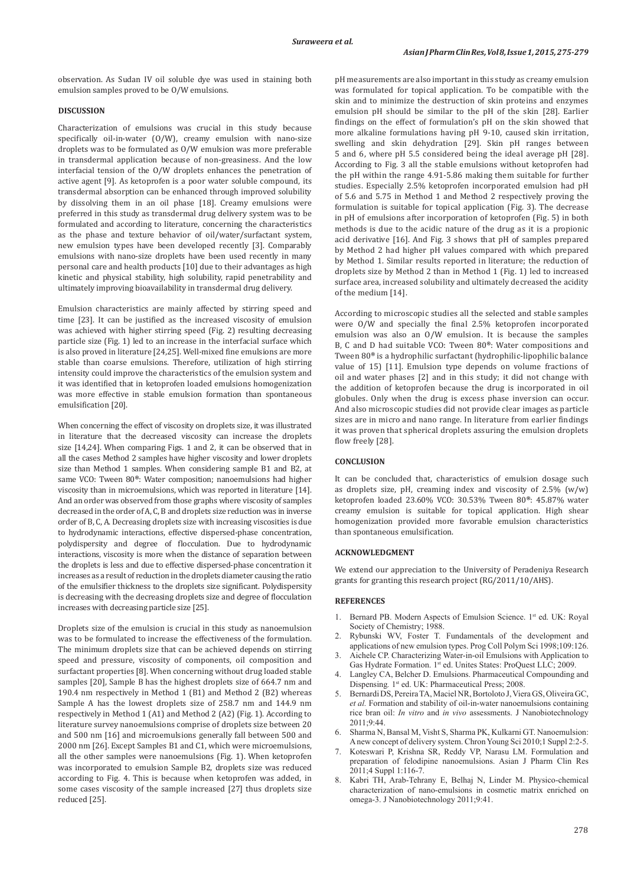observation. As Sudan IV oil soluble dye was used in staining both emulsion samples proved to be O/W emulsions.

## DISCUSSION

Characterization of emulsions was crucial in this study because specifically oil-in-water (O/W), creamy emulsion with nano-size droplets was to be formulated as O/W emulsion was more preferable in transdermal application because of non-greasiness. And the low interfacial tension of the O/W droplets enhances the penetration of active agent [9]. As ketoprofen is a poor water soluble compound, its transdermal absorption can be enhanced through improved solubility by dissolving them in an oil phase [18]. Creamy emulsions were preferred in this study as transdermal drug delivery system was to be formulated and according to literature, concerning the characteristics as the phase and texture behavior of oil/water/surfactant system, new emulsion types have been developed recently [3]. Comparably emulsions with nano-size droplets have been used recently in many personal care and health products [10] due to their advantages as high kinetic and physical stability, high solubility, rapid penetrability and ultimately improving bioavailability in transdermal drug delivery.

Emulsion characteristics are mainly affected by stirring speed and time [23]. It can be justified as the increased viscosity of emulsion was achieved with higher stirring speed (Fig. 2) resulting decreasing particle size (Fig. 1) led to an increase in the interfacial surface which is also proved in literature [24,25]. Well-mixed fine emulsions are more stable than coarse emulsions. Therefore, utilization of high stirring intensity could improve the characteristics of the emulsion system and it was identified that in ketoprofen loaded emulsions homogenization was more effective in stable emulsion formation than spontaneous emulsification [20].

When concerning the effect of viscosity on droplets size, it was illustrated in literature that the decreased viscosity can increase the droplets size [14,24]. When comparing Figs. 1 and 2, it can be observed that in all the cases Method 2 samples have higher viscosity and lower droplets size than Method 1 samples. When considering sample B1 and B2, at same VCO: Tween 80®: Water composition; nanoemulsions had higher viscosity than in microemulsions, which was reported in literature [14]. And an order was observed from those graphs where viscosity of samples decreased in the order of A, C, B and droplets size reduction was in inverse order of B, C, A. Decreasing droplets size with increasing viscosities is due to hydrodynamic interactions, effective dispersed-phase concentration, polydispersity and degree of flocculation. Due to hydrodynamic interactions, viscosity is more when the distance of separation between the droplets is less and due to effective dispersed-phase concentration it increases as a result of reduction in the droplets diameter causing the ratio of the emulsifier thickness to the droplets size significant. Polydispersity is decreasing with the decreasing droplets size and degree of flocculation increases with decreasing particle size [25].

Droplets size of the emulsion is crucial in this study as nanoemulsion was to be formulated to increase the effectiveness of the formulation. The minimum droplets size that can be achieved depends on stirring speed and pressure, viscosity of components, oil composition and surfactant properties [8]. When concerning without drug loaded stable samples [20], Sample B has the highest droplets size of 664.7 nm and 190.4 nm respectively in Method 1 (B1) and Method 2 (B2) whereas Sample A has the lowest droplets size of 258.7 nm and 144.9 nm respectively in Method 1 (A1) and Method 2 (A2) (Fig. 1). According to literature survey nanoemulsions comprise of droplets size between 20 and 500 nm [16] and microemulsions generally fall between 500 and 2000 nm [26]. Except Samples B1 and C1, which were microemulsions, all the other samples were nanoemulsions (Fig. 1). When ketoprofen was incorporated to emulsion Sample B2, droplets size was reduced according to Fig. 4. This is because when ketoprofen was added, in some cases viscosity of the sample increased [27] thus droplets size reduced [25].

pH measurements are also important in this study as creamy emulsion was formulated for topical application. To be compatible with the skin and to minimize the destruction of skin proteins and enzymes emulsion pH should be similar to the pH of the skin [28]. Earlier findings on the effect of formulation's pH on the skin showed that more alkaline formulations having pH 9-10, caused skin irritation, swelling and skin dehydration [29]. Skin pH ranges between 5 and 6, where pH 5.5 considered being the ideal average pH [28]. According to Fig. 3 all the stable emulsions without ketoprofen had the pH within the range 4.91-5.86 making them suitable for further studies. Especially 2.5% ketoprofen incorporated emulsion had pH of 5.6 and 5.75 in Method 1 and Method 2 respectively proving the formulation is suitable for topical application (Fig. 3). The decrease in pH of emulsions after incorporation of ketoprofen (Fig. 5) in both methods is due to the acidic nature of the drug as it is a propionic acid derivative [16]. And Fig. 3 shows that pH of samples prepared by Method 2 had higher pH values compared with which prepared by Method 1. Similar results reported in literature; the reduction of droplets size by Method 2 than in Method 1 (Fig. 1) led to increased surface area, increased solubility and ultimately decreased the acidity of the medium [14].

According to microscopic studies all the selected and stable samples were O/W and specially the final 2.5% ketoprofen incorporated emulsion was also an O/W emulsion. It is because the samples B, C and D had suitable VCO: Tween 80®: Water compositions and Tween 80® is a hydrophilic surfactant (hydrophilic-lipophilic balance value of 15) [11]. Emulsion type depends on volume fractions of oil and water phases [2] and in this study; it did not change with the addition of ketoprofen because the drug is incorporated in oil globules. Only when the drug is excess phase inversion can occur. And also microscopic studies did not provide clear images as particle sizes are in micro and nano range. In literature from earlier findings it was proven that spherical droplets assuring the emulsion droplets flow freely [28].

## CONCLUSION

It can be concluded that, characteristics of emulsion dosage such as droplets size, pH, creaming index and viscosity of 2.5% (w/w) ketoprofen loaded 23.60% VCO: 30.53% Tween 80®: 45.87% water creamy emulsion is suitable for topical application. High shear homogenization provided more favorable emulsion characteristics than spontaneous emulsification.

## ACKNOWLEDGMENT

We extend our appreciation to the University of Peradeniya Research grants for granting this research project (RG/2011/10/AHS).

## REFERENCES

1. Bernard PB. Modern Aspects of Emulsion Science. 1st ed. UK: Royal Society of Chemistry; 1988.
2. Rybunski WV, Foster T. Fundamentals of the development and applications of new emulsion types. Prog Coll Polym Sci 1998;109:126.
3. Aichele CP. Characterizing Water-in-oil Emulsions with Application to Gas Hydrate Formation. 1st ed. Unites States: ProQuest LLC; 2009.
4. Langley CA, Belcher D. Emulsions. Pharmaceutical Compounding and Dispensing. 1st ed. UK: Pharmaceutical Press; 2008.
5. Bernardi DS, Pereira TA, Maciel NR, Bortoloto J, Viera GS, Oliveira GC, *et al.* Formation and stability of oil-in-water nanoemulsions containing rice bran oil: *In vitro* and *in vivo* assessments. J Nanobiotechnology 2011;9:44.
6. Sharma N, Bansal M, Visht S, Sharma PK, Kulkarni GT. Nanoemulsion: A new concept of delivery system. Chron Young Sci 2010;1 Suppl 2:2-5.
7. Koteswari P, Krishna SR, Reddy VP, Narasu LM. Formulation and preparation of felodipine nanoemulsions. Asian J Pharm Clin Res 2011;4 Suppl 1:116-7.
8. Kabri TH, Arab-Tehrany E, Belhaj N, Linder M. Physico-chemical characterization of nano-emulsions in cosmetic matrix enriched on omega-3. J Nanobiotechnology 2011;9:41.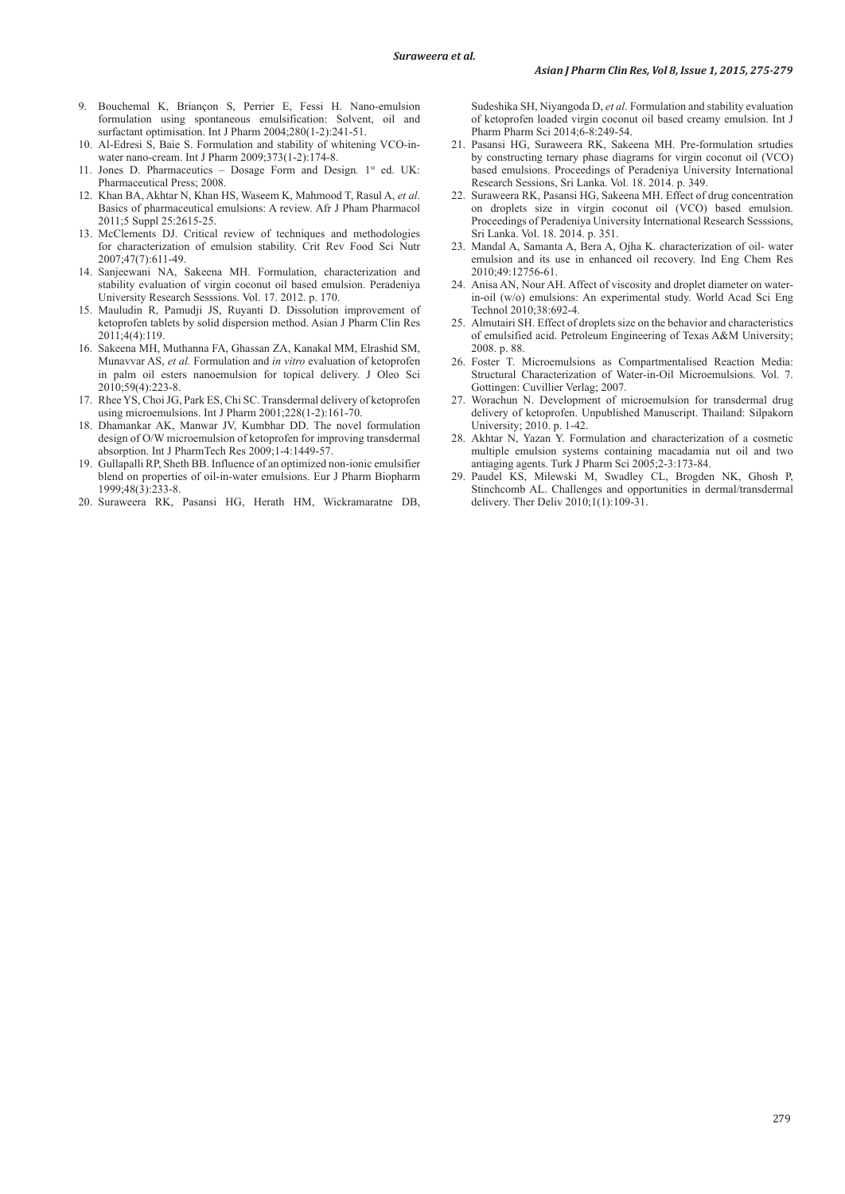9. Bouchemal K, Briançon S, Perrier E, Fessi H. Nano-emulsion formulation using spontaneous emulsification: Solvent, oil and surfactant optimisation. Int J Pharm 2004;280(1-2):241-51.
10. Al-Edresi S, Baie S. Formulation and stability of whitening VCO-in-water nano-cream. Int J Pharm 2009;373(1-2):174-8.
11. Jones D. Pharmaceutics – Dosage Form and Design. 1st ed. UK: Pharmaceutical Press; 2008.
12. Khan BA, Akhtar N, Khan HS, Waseem K, Mahmood T, Rasul A, *et al*. Basics of pharmaceutical emulsions: A review. Afr J Pham Pharmacol 2011;5 Suppl 25:2615-25.
13. McClements DJ. Critical review of techniques and methodologies for characterization of emulsion stability. Crit Rev Food Sci Nutr 2007;47(7):611-49.
14. Sanjeewani NA, Sakeena MH. Formulation, characterization and stability evaluation of virgin coconut oil based emulsion. Peradeniya University Research Sesssions. Vol. 17. 2012. p. 170.
15. Mauludin R, Pamudji JS, Ruyanti D. Dissolution improvement of ketoprofen tablets by solid dispersion method. Asian J Pharm Clin Res 2011;4(4):119.
16. Sakeena MH, Muthanna FA, Ghassan ZA, Kanakal MM, Elrashid SM, Munavvar AS, *et al.* Formulation and *in vitro* evaluation of ketoprofen in palm oil esters nanoemulsion for topical delivery. J Oleo Sci 2010;59(4):223-8.
17. Rhee YS, Choi JG, Park ES, Chi SC. Transdermal delivery of ketoprofen using microemulsions. Int J Pharm 2001;228(1-2):161-70.
18. Dhamankar AK, Manwar JV, Kumbhar DD. The novel formulation design of O/W microemulsion of ketoprofen for improving transdermal absorption. Int J PharmTech Res 2009;1-4:1449-57.
19. Gullapalli RP, Sheth BB. Influence of an optimized non-ionic emulsifier blend on properties of oil-in-water emulsions. Eur J Pharm Biopharm 1999;48(3):233-8.
20. Suraweera RK, Pasansi HG, Herath HM, Wickramaratne DB, Sudeshika SH, Niyangoda D, *et al*. Formulation and stability evaluation of ketoprofen loaded virgin coconut oil based creamy emulsion. Int J Pharm Pharm Sci 2014;6-8:249-54.
21. Pasansi HG, Suraweera RK, Sakeena MH. Pre-formulation srtudies by constructing ternary phase diagrams for virgin coconut oil (VCO) based emulsions. Proceedings of Peradeniya University International Research Sessions, Sri Lanka. Vol. 18. 2014. p. 349.
22. Suraweera RK, Pasansi HG, Sakeena MH. Effect of drug concentration on droplets size in virgin coconut oil (VCO) based emulsion. Proceedings of Peradeniya University International Research Sesssions, Sri Lanka. Vol. 18. 2014. p. 351.
23. Mandal A, Samanta A, Bera A, Ojha K. characterization of oil- water emulsion and its use in enhanced oil recovery. Ind Eng Chem Res 2010;49:12756-61.
24. Anisa AN, Nour AH. Affect of viscosity and droplet diameter on water-in-oil (w/o) emulsions: An experimental study. World Acad Sci Eng Technol 2010;38:692-4.
25. Almutairi SH. Effect of droplets size on the behavior and characteristics of emulsified acid. Petroleum Engineering of Texas A&M University; 2008. p. 88.
26. Foster T. Microemulsions as Compartmentalised Reaction Media: Structural Characterization of Water-in-Oil Microemulsions. Vol. 7. Gottingen: Cuvillier Verlag; 2007.
27. Worachun N. Development of microemulsion for transdermal drug delivery of ketoprofen. Unpublished Manuscript. Thailand: Silpakorn University; 2010. p. 1-42.
28. Akhtar N, Yazan Y. Formulation and characterization of a cosmetic multiple emulsion systems containing macadamia nut oil and two antiaging agents. Turk J Pharm Sci 2005;2-3:173-84.
29. Paudel KS, Milewski M, Swadley CL, Brogden NK, Ghosh P, Stinchcomb AL. Challenges and opportunities in dermal/transdermal delivery. Ther Deliv 2010;1(1):109-31.